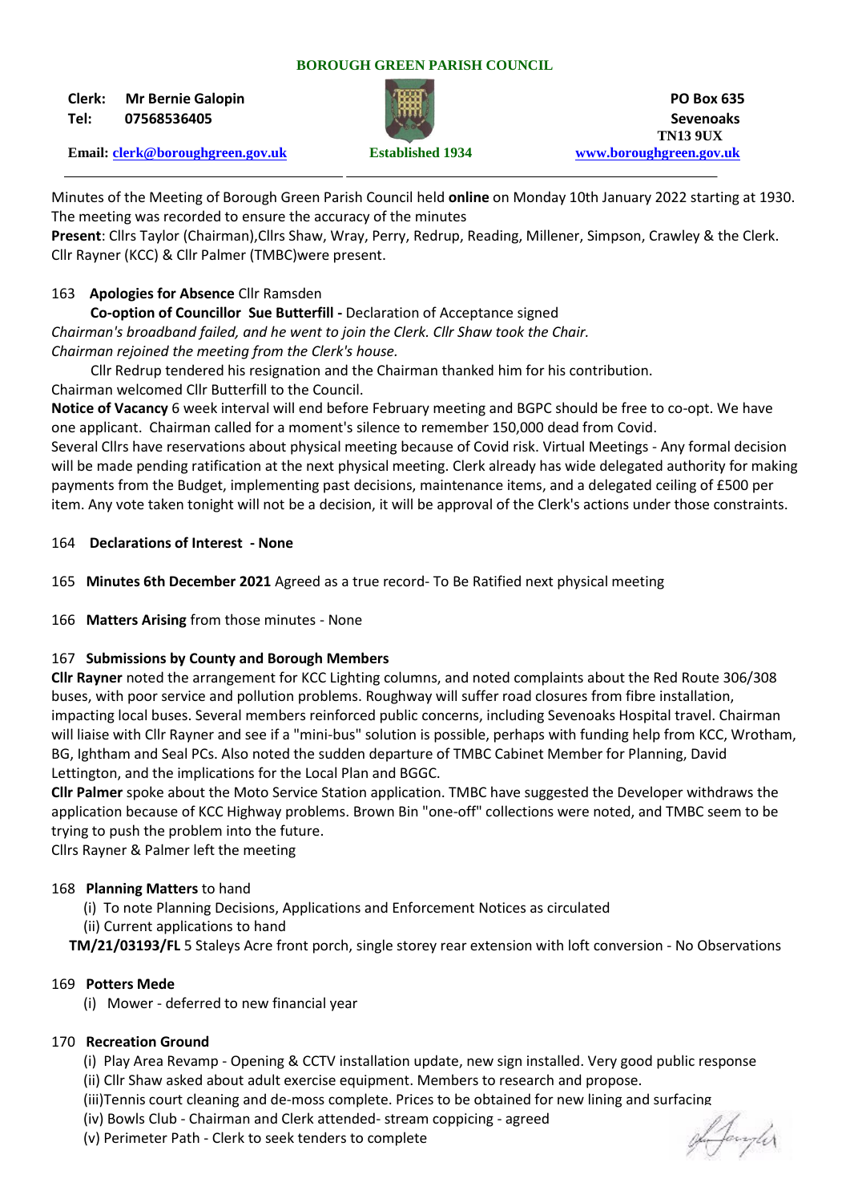**BOROUGH GREEN PARISH COUNCIL**

**Clerk:** **Mr Bernie Galopin**
**Tel:** **07568536405**
**Email:** clerk@boroughgreen.gov.uk

**Established 1934**

**PO Box 635**
**Sevenoaks**
**TN13 9UX**
www.boroughgreen.gov.uk

Minutes of the Meeting of Borough Green Parish Council held **online** on Monday 10th January 2022 starting at 1930. The meeting was recorded to ensure the accuracy of the minutes

**Present**: Cllrs Taylor (Chairman),Cllrs Shaw, Wray, Perry, Redrup, Reading, Millener, Simpson, Crawley & the Clerk. Cllr Rayner (KCC) & Cllr Palmer (TMBC)were present.

163 **Apologies for Absence** Cllr Ramsden

**Co-option of Councillor Sue Butterfill -** Declaration of Acceptance signed

*Chairman's broadband failed, and he went to join the Clerk. Cllr Shaw took the Chair.*

*Chairman rejoined the meeting from the Clerk's house.*

Cllr Redrup tendered his resignation and the Chairman thanked him for his contribution.

Chairman welcomed Cllr Butterfill to the Council.

**Notice of Vacancy** 6 week interval will end before February meeting and BGPC should be free to co-opt. We have one applicant. Chairman called for a moment's silence to remember 150,000 dead from Covid.

Several Cllrs have reservations about physical meeting because of Covid risk. Virtual Meetings - Any formal decision will be made pending ratification at the next physical meeting. Clerk already has wide delegated authority for making payments from the Budget, implementing past decisions, maintenance items, and a delegated ceiling of £500 per item. Any vote taken tonight will not be a decision, it will be approval of the Clerk's actions under those constraints.

164 **Declarations of Interest - None**

165 **Minutes 6th December 2021** Agreed as a true record- To Be Ratified next physical meeting

166 **Matters Arising** from those minutes - None

167 **Submissions by County and Borough Members**

**Cllr Rayner** noted the arrangement for KCC Lighting columns, and noted complaints about the Red Route 306/308 buses, with poor service and pollution problems. Roughway will suffer road closures from fibre installation, impacting local buses. Several members reinforced public concerns, including Sevenoaks Hospital travel. Chairman will liaise with Cllr Rayner and see if a "mini-bus" solution is possible, perhaps with funding help from KCC, Wrotham, BG, Ightham and Seal PCs. Also noted the sudden departure of TMBC Cabinet Member for Planning, David Lettington, and the implications for the Local Plan and BGGC.

**Cllr Palmer** spoke about the Moto Service Station application. TMBC have suggested the Developer withdraws the application because of KCC Highway problems. Brown Bin "one-off" collections were noted, and TMBC seem to be trying to push the problem into the future.

Cllrs Rayner & Palmer left the meeting

168 **Planning Matters** to hand

(i) To note Planning Decisions, Applications and Enforcement Notices as circulated

(ii) Current applications to hand

**TM/21/03193/FL** 5 Staleys Acre front porch, single storey rear extension with loft conversion - No Observations

169 **Potters Mede**

(i) Mower - deferred to new financial year

170 **Recreation Ground**

(i) Play Area Revamp - Opening & CCTV installation update, new sign installed. Very good public response

(ii) Cllr Shaw asked about adult exercise equipment. Members to research and propose.

(iii)Tennis court cleaning and de-moss complete. Prices to be obtained for new lining and surfacing

(iv) Bowls Club - Chairman and Clerk attended- stream coppicing - agreed

(v) Perimeter Path - Clerk to seek tenders to complete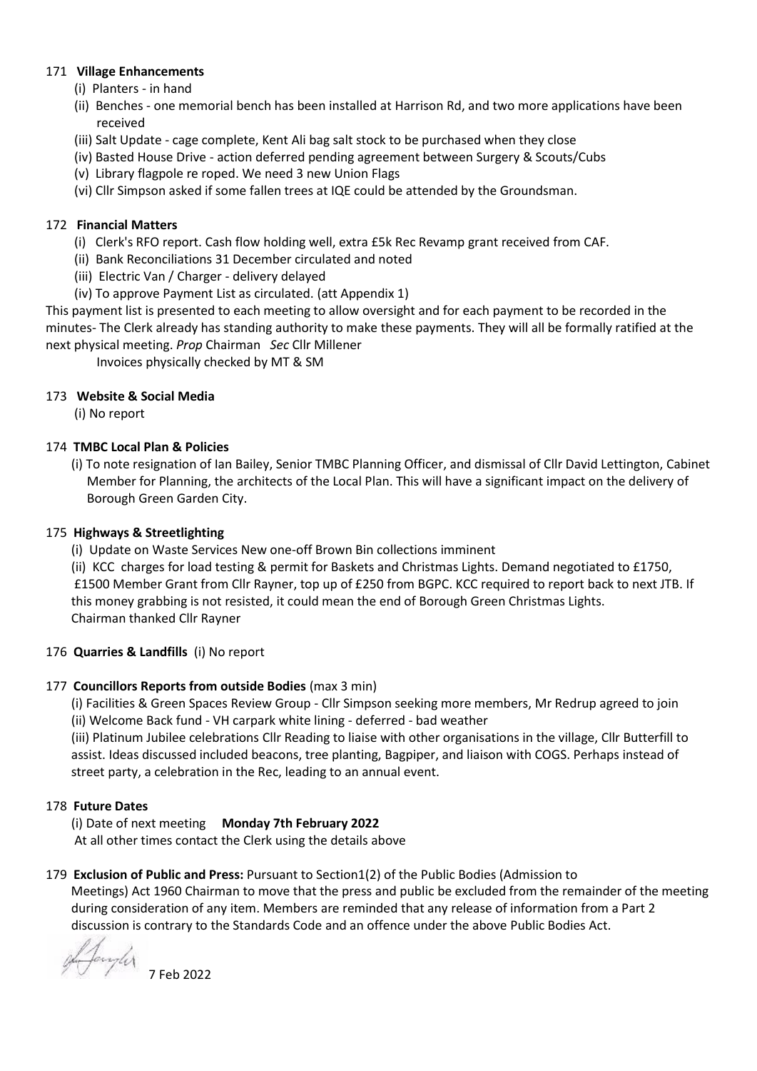171 **Village Enhancements**

(i) Planters - in hand

(ii) Benches - one memorial bench has been installed at Harrison Rd, and two more applications have been received

(iii) Salt Update - cage complete, Kent Ali bag salt stock to be purchased when they close

(iv) Basted House Drive - action deferred pending agreement between Surgery & Scouts/Cubs

(v) Library flagpole re roped. We need 3 new Union Flags

(vi) Cllr Simpson asked if some fallen trees at IQE could be attended by the Groundsman.

172 **Financial Matters**

(i) Clerk's RFO report. Cash flow holding well, extra £5k Rec Revamp grant received from CAF.

(ii) Bank Reconciliations 31 December circulated and noted

(iii) Electric Van / Charger - delivery delayed

(iv) To approve Payment List as circulated. (att Appendix 1)

This payment list is presented to each meeting to allow oversight and for each payment to be recorded in the minutes- The Clerk already has standing authority to make these payments. They will all be formally ratified at the next physical meeting. *Prop* Chairman *Sec* Cllr Millener

Invoices physically checked by MT & SM

173 **Website & Social Media**

(i) No report

174 **TMBC Local Plan & Policies**

(i) To note resignation of Ian Bailey, Senior TMBC Planning Officer, and dismissal of Cllr David Lettington, Cabinet Member for Planning, the architects of the Local Plan. This will have a significant impact on the delivery of Borough Green Garden City.

175 **Highways & Streetlighting**

(i) Update on Waste Services New one-off Brown Bin collections imminent

(ii) KCC charges for load testing & permit for Baskets and Christmas Lights. Demand negotiated to £1750, £1500 Member Grant from Cllr Rayner, top up of £250 from BGPC. KCC required to report back to next JTB. If this money grabbing is not resisted, it could mean the end of Borough Green Christmas Lights. Chairman thanked Cllr Rayner

176 **Quarries & Landfills** (i) No report

177 **Councillors Reports from outside Bodies** (max 3 min)

(i) Facilities & Green Spaces Review Group - Cllr Simpson seeking more members, Mr Redrup agreed to join

(ii) Welcome Back fund - VH carpark white lining - deferred - bad weather

(iii) Platinum Jubilee celebrations Cllr Reading to liaise with other organisations in the village, Cllr Butterfill to assist. Ideas discussed included beacons, tree planting, Bagpiper, and liaison with COGS. Perhaps instead of street party, a celebration in the Rec, leading to an annual event.

178 **Future Dates**

(i) Date of next meeting **Monday 7th February 2022**

At all other times contact the Clerk using the details above

179 **Exclusion of Public and Press:** Pursuant to Section1(2) of the Public Bodies (Admission to Meetings) Act 1960 Chairman to move that the press and public be excluded from the remainder of the meeting during consideration of any item. Members are reminded that any release of information from a Part 2 discussion is contrary to the Standards Code and an offence under the above Public Bodies Act.

7 Feb 2022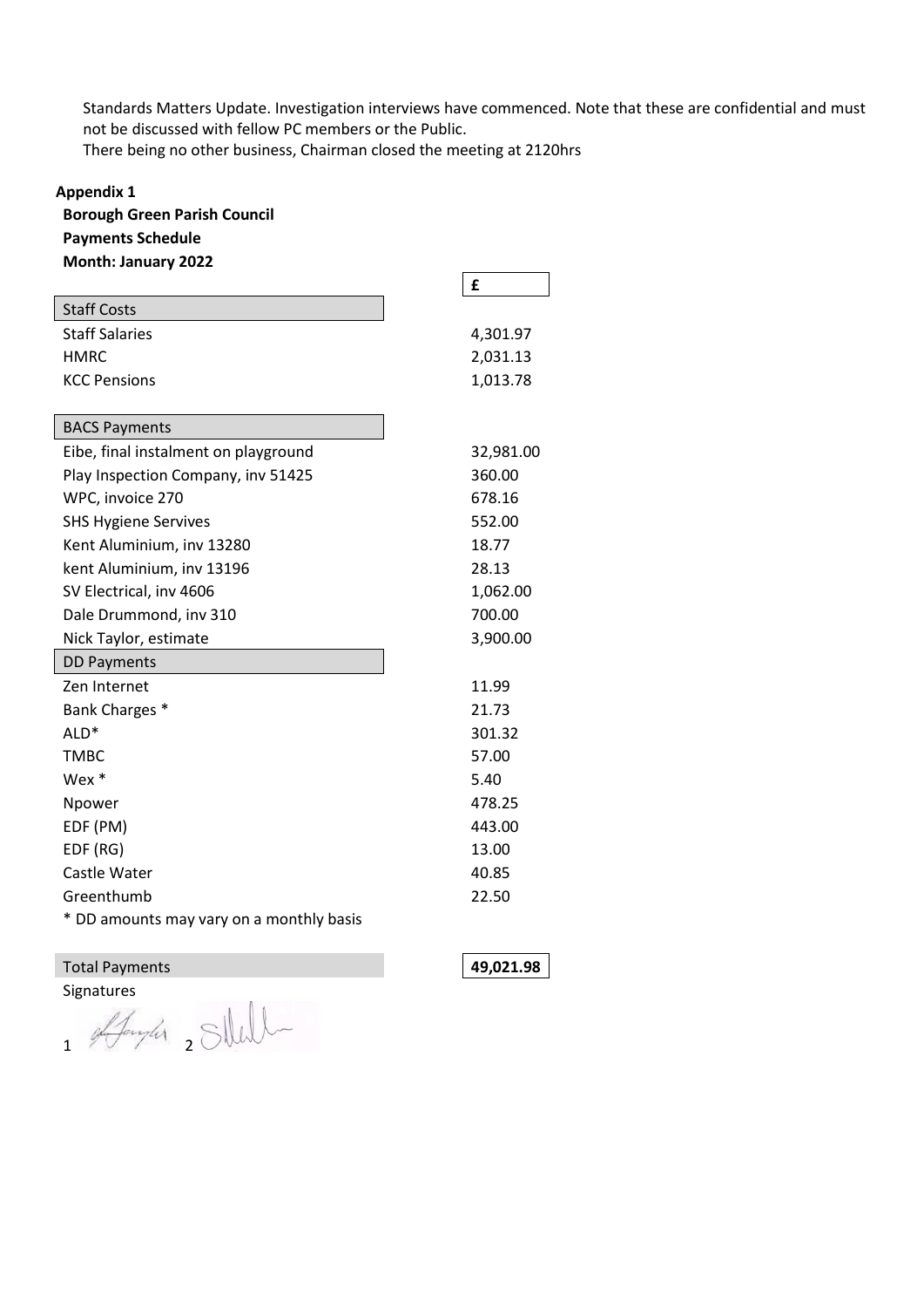Standards Matters Update. Investigation interviews have commenced. Note that these are confidential and must not be discussed with fellow PC members or the Public.

There being no other business, Chairman closed the meeting at 2120hrs

**Appendix 1**

**Borough Green Parish Council**

**Payments Schedule**

**Month: January 2022**

| | £ |
|---|---|
| Staff Costs | |
| Staff Salaries | 4,301.97 |
| HMRC | 2,031.13 |
| KCC Pensions | 1,013.78 |
| | |
| BACS Payments | |
| Eibe, final instalment on playground | 32,981.00 |
| Play Inspection Company, inv 51425 | 360.00 |
| WPC, invoice 270 | 678.16 |
| SHS Hygiene Servives | 552.00 |
| Kent Aluminium, inv 13280 | 18.77 |
| kent Aluminium, inv 13196 | 28.13 |
| SV Electrical, inv 4606 | 1,062.00 |
| Dale Drummond, inv 310 | 700.00 |
| Nick Taylor, estimate | 3,900.00 |
| DD Payments | |
| Zen Internet | 11.99 |
| Bank Charges * | 21.73 |
| ALD* | 301.32 |
| TMBC | 57.00 |
| Wex * | 5.40 |
| Npower | 478.25 |
| EDF (PM) | 443.00 |
| EDF (RG) | 13.00 |
| Castle Water | 40.85 |
| Greenthumb | 22.50 |
| * DD amounts may vary on a monthly basis | |
| | |
| Total Payments | **49,021.98** |

Signatures

1 2